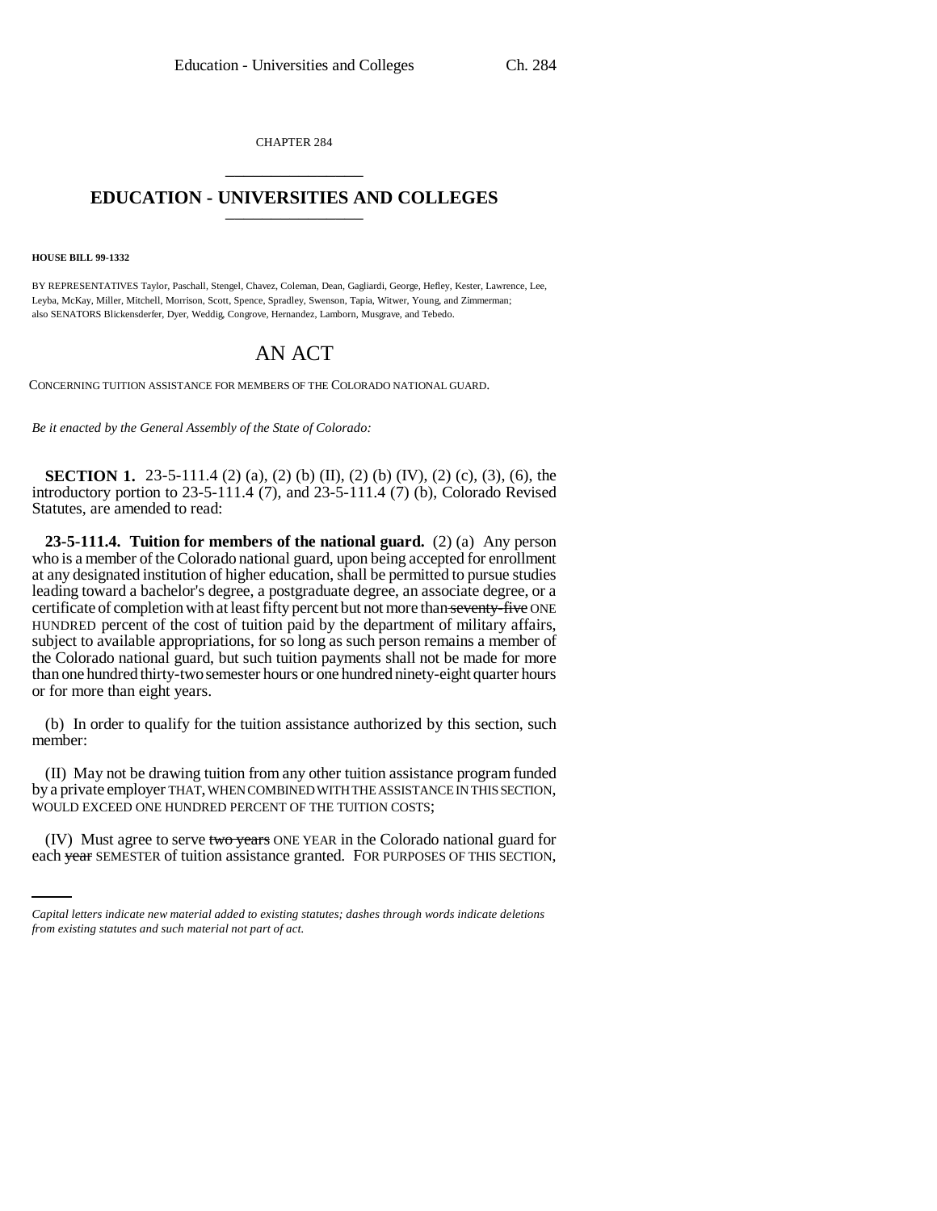CHAPTER 284

# EDUCATION - UNIVERSITIES AND COLLEGES

**HOUSE BILL 99-1332**

BY REPRESENTATIVES Taylor, Paschall, Stengel, Chavez, Coleman, Dean, Gagliardi, George, Hefley, Kester, Lawrence, Lee, Leyba, McKay, Miller, Mitchell, Morrison, Scott, Spence, Spradley, Swenson, Tapia, Witwer, Young, and Zimmerman; also SENATORS Blickensderfer, Dyer, Weddig, Congrove, Hernandez, Lamborn, Musgrave, and Tebedo.

# AN ACT

CONCERNING TUITION ASSISTANCE FOR MEMBERS OF THE COLORADO NATIONAL GUARD.

*Be it enacted by the General Assembly of the State of Colorado:*

**SECTION 1.** 23-5-111.4 (2) (a), (2) (b) (II), (2) (b) (IV), (2) (c), (3), (6), the introductory portion to 23-5-111.4 (7), and 23-5-111.4 (7) (b), Colorado Revised Statutes, are amended to read:

**23-5-111.4. Tuition for members of the national guard.** (2) (a) Any person who is a member of the Colorado national guard, upon being accepted for enrollment at any designated institution of higher education, shall be permitted to pursue studies leading toward a bachelor's degree, a postgraduate degree, an associate degree, or a certificate of completion with at least fifty percent but not more than ~~seventy-five~~ ONE HUNDRED percent of the cost of tuition paid by the department of military affairs, subject to available appropriations, for so long as such person remains a member of the Colorado national guard, but such tuition payments shall not be made for more than one hundred thirty-two semester hours or one hundred ninety-eight quarter hours or for more than eight years.

(b) In order to qualify for the tuition assistance authorized by this section, such member:

(II) May not be drawing tuition from any other tuition assistance program funded by a private employer THAT, WHEN COMBINED WITH THE ASSISTANCE IN THIS SECTION, WOULD EXCEED ONE HUNDRED PERCENT OF THE TUITION COSTS;

(IV) Must agree to serve ~~two years~~ ONE YEAR in the Colorado national guard for each ~~year~~ SEMESTER of tuition assistance granted. FOR PURPOSES OF THIS SECTION,

*Capital letters indicate new material added to existing statutes; dashes through words indicate deletions from existing statutes and such material not part of act.*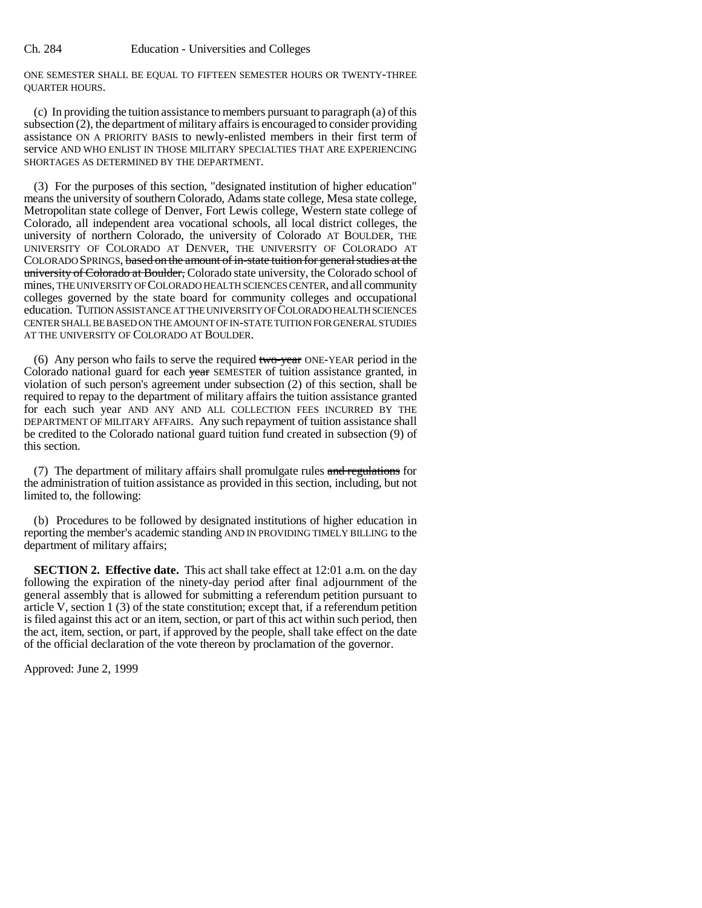ONE SEMESTER SHALL BE EQUAL TO FIFTEEN SEMESTER HOURS OR TWENTY-THREE QUARTER HOURS.

(c) In providing the tuition assistance to members pursuant to paragraph (a) of this subsection (2), the department of military affairs is encouraged to consider providing assistance ON A PRIORITY BASIS to newly-enlisted members in their first term of service AND WHO ENLIST IN THOSE MILITARY SPECIALTIES THAT ARE EXPERIENCING SHORTAGES AS DETERMINED BY THE DEPARTMENT.

(3) For the purposes of this section, "designated institution of higher education" means the university of southern Colorado, Adams state college, Mesa state college, Metropolitan state college of Denver, Fort Lewis college, Western state college of Colorado, all independent area vocational schools, all local district colleges, the university of northern Colorado, the university of Colorado AT BOULDER, THE UNIVERSITY OF COLORADO AT DENVER, THE UNIVERSITY OF COLORADO AT COLORADO SPRINGS, ~~based on the amount of in-state tuition for general studies at the university of Colorado at Boulder,~~ Colorado state university, the Colorado school of mines, THE UNIVERSITY OF COLORADO HEALTH SCIENCES CENTER, and all community colleges governed by the state board for community colleges and occupational education. TUITION ASSISTANCE AT THE UNIVERSITY OF COLORADO HEALTH SCIENCES CENTER SHALL BE BASED ON THE AMOUNT OF IN-STATE TUITION FOR GENERAL STUDIES AT THE UNIVERSITY OF COLORADO AT BOULDER.

(6) Any person who fails to serve the required ~~two-year~~ ONE-YEAR period in the Colorado national guard for each ~~year~~ SEMESTER of tuition assistance granted, in violation of such person's agreement under subsection (2) of this section, shall be required to repay to the department of military affairs the tuition assistance granted for each such year AND ANY AND ALL COLLECTION FEES INCURRED BY THE DEPARTMENT OF MILITARY AFFAIRS. Any such repayment of tuition assistance shall be credited to the Colorado national guard tuition fund created in subsection (9) of this section.

(7) The department of military affairs shall promulgate rules ~~and regulations~~ for the administration of tuition assistance as provided in this section, including, but not limited to, the following:

(b) Procedures to be followed by designated institutions of higher education in reporting the member's academic standing AND IN PROVIDING TIMELY BILLING to the department of military affairs;

**SECTION 2. Effective date.** This act shall take effect at 12:01 a.m. on the day following the expiration of the ninety-day period after final adjournment of the general assembly that is allowed for submitting a referendum petition pursuant to article V, section 1 (3) of the state constitution; except that, if a referendum petition is filed against this act or an item, section, or part of this act within such period, then the act, item, section, or part, if approved by the people, shall take effect on the date of the official declaration of the vote thereon by proclamation of the governor.

Approved: June 2, 1999